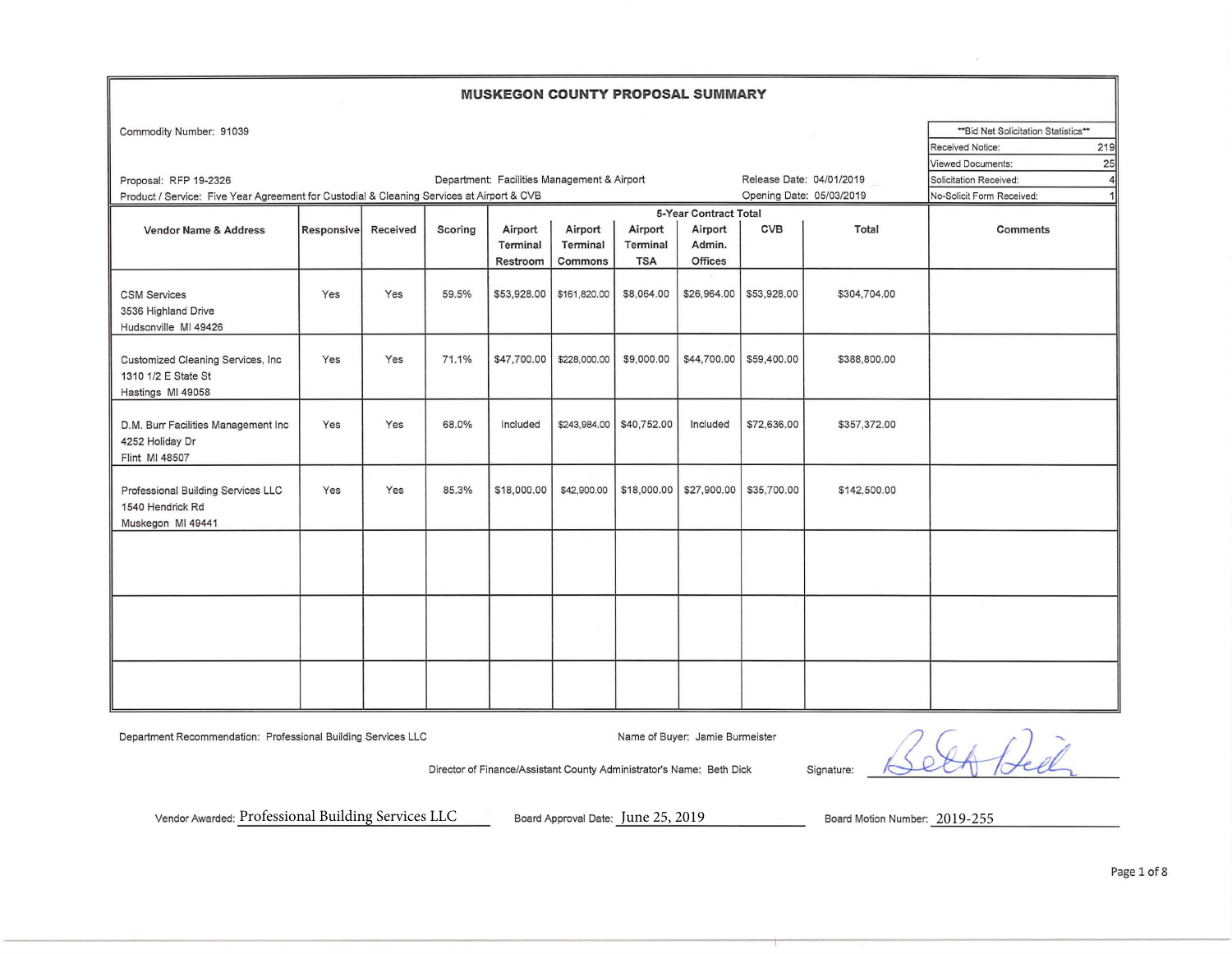# MUSKEGON COUNTY PROPOSAL SUMMARY

Commodity Number: 91039

| **Bid Net Solicitation Statistics** | |
|---|---|
| Received Notice: | 219 |
| Viewed Documents: | 25 |
| Solicitation Received: | 4 |
| No-Solicit Form Received: | 1 |

Proposal: RFP 19-2326

Department: Facilities Management & Airport

Release Date: 04/01/2019

Product / Service: Five Year Agreement for Custodial & Cleaning Services at Airport & CVB

Opening Date: 05/03/2019

| Vendor Name & Address | Responsive | Received | Scoring | 5-Year Contract Total | | | | | | Comments |
|---|---|---|---|---|---|---|---|---|---|---|
| | | | | Airport Terminal Restroom | Airport Terminal Commons | Airport Terminal TSA | Airport Admin. Offices | CVB | Total | |
| CSM Services<br>3536 Highland Drive<br>Hudsonville MI 49426 | Yes | Yes | 59.5% | $53,928.00 | $161,820.00 | $8,064.00 | $26,964.00 | $53,928.00 | $304,704.00 | |
| Customized Cleaning Services, Inc<br>1310 1/2 E State St<br>Hastings MI 49058 | Yes | Yes | 71.1% | $47,700.00 | $228,000.00 | $9,000.00 | $44,700.00 | $59,400.00 | $388,800.00 | |
| D.M. Burr Facilities Management Inc<br>4252 Holiday Dr<br>Flint MI 48507 | Yes | Yes | 68.0% | Included | $243,984.00 | $40,752.00 | Included | $72,636.00 | $357,372.00 | |
| Professional Building Services LLC<br>1540 Hendrick Rd<br>Muskegon MI 49441 | Yes | Yes | 85.3% | $18,000.00 | $42,900.00 | $18,000.00 | $27,900.00 | $35,700.00 | $142,500.00 | |
| | | | | | | | | | | |
| | | | | | | | | | | |
| | | | | | | | | | | |

Department Recommendation: Professional Building Services LLC

Name of Buyer: Jamie Burmeister

Director of Finance/Assistant County Administrator's Name: Beth Dick

Signature: Beth Dick

Vendor Awarded: Professional Building Services LLC

Board Approval Date: June 25, 2019

Board Motion Number: 2019-255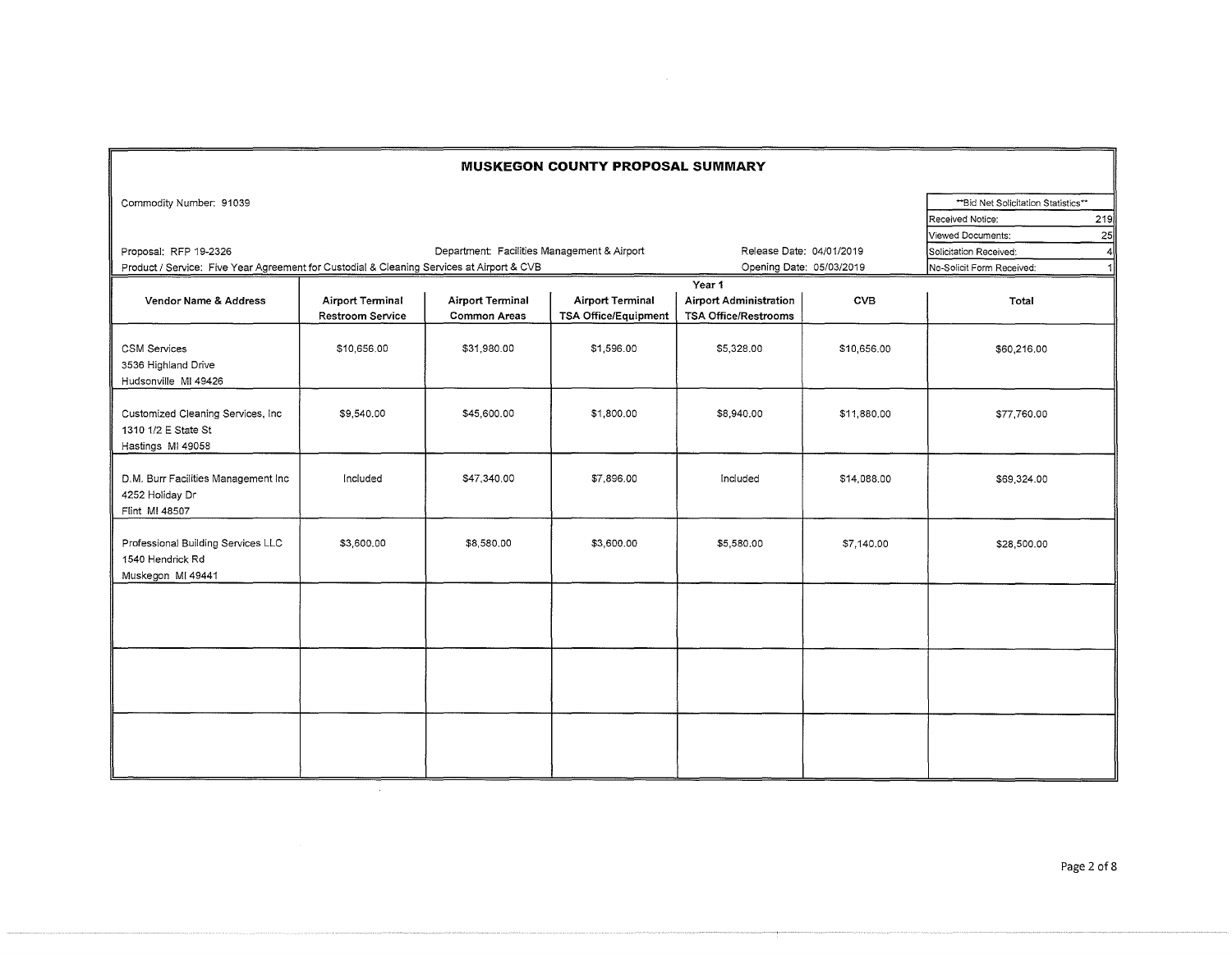# MUSKEGON COUNTY PROPOSAL SUMMARY

Commodity Number: 91039

| **Bid Net Solicitation Statistics** | |
|---|---|
| Received Notice: | 219 |
| Viewed Documents: | 25 |
| Solicitation Received: | 4 |
| No-Solicit Form Received: | 1 |

Proposal: RFP 19-2326 | Department: Facilities Management & Airport | Release Date: 04/01/2019

Product / Service: Five Year Agreement for Custodial & Cleaning Services at Airport & CVB | Opening Date: 05/03/2019

| | Year 1 | | | | | |
|---|---|---|---|---|---|---|
| **Vendor Name & Address** | **Airport Terminal Restroom Service** | **Airport Terminal Common Areas** | **Airport Terminal TSA Office/Equipment** | **Airport Administration TSA Office/Restrooms** | **CVB** | **Total** |
| CSM Services<br>3536 Highland Drive<br>Hudsonville MI 49426 | $10,656.00 | $31,980.00 | $1,596.00 | $5,328.00 | $10,656.00 | $60,216.00 |
| Customized Cleaning Services, Inc<br>1310 1/2 E State St<br>Hastings MI 49058 | $9,540.00 | $45,600.00 | $1,800.00 | $8,940.00 | $11,880.00 | $77,760.00 |
| D.M. Burr Facilities Management Inc<br>4252 Holiday Dr<br>Flint MI 48507 | Included | $47,340.00 | $7,896.00 | Included | $14,088.00 | $69,324.00 |
| Professional Building Services LLC<br>1540 Hendrick Rd<br>Muskegon MI 49441 | $3,600.00 | $8,580.00 | $3,600.00 | $5,580.00 | $7,140.00 | $28,500.00 |
| | | | | | | |
| | | | | | | |
| | | | | | | |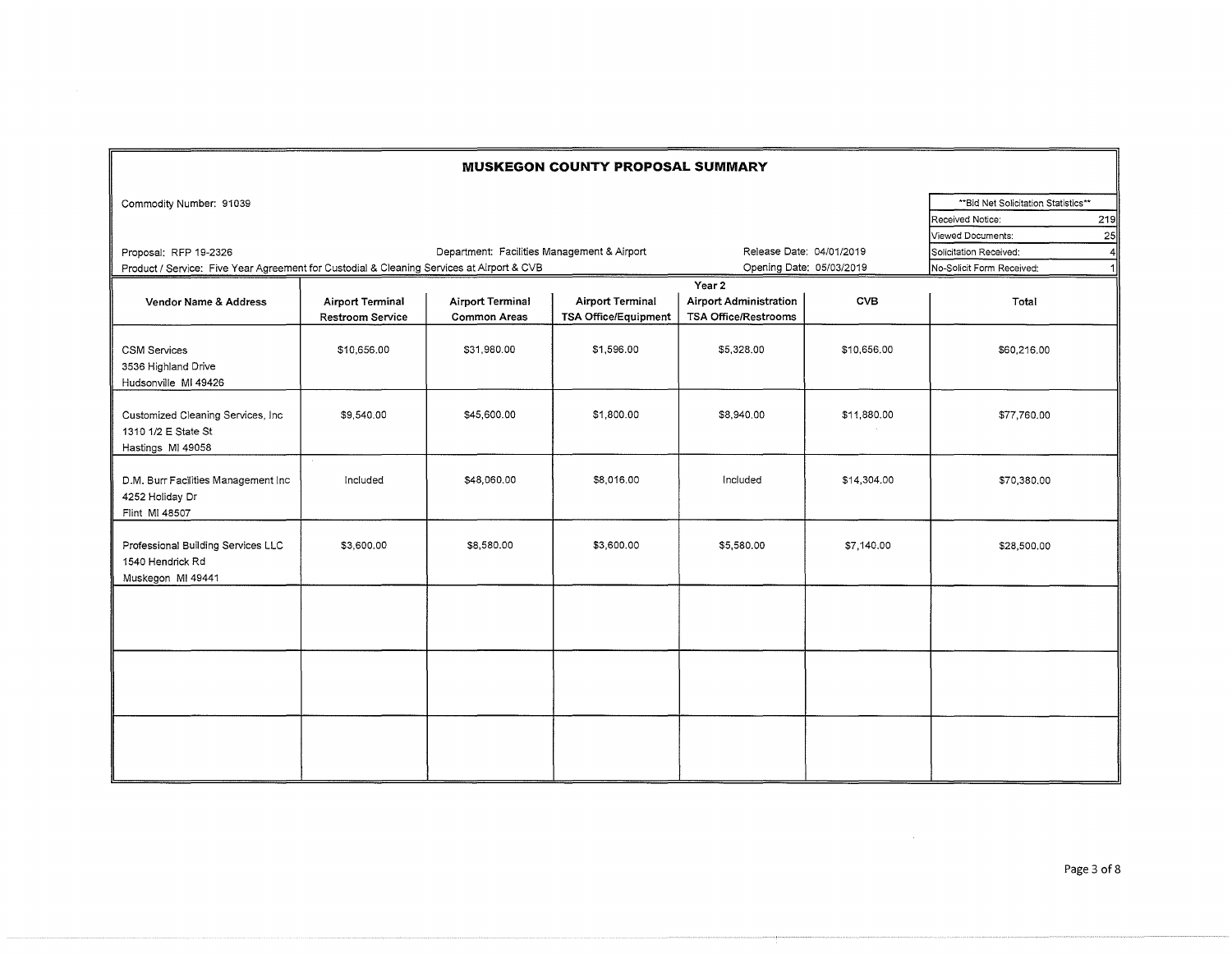# MUSKEGON COUNTY PROPOSAL SUMMARY

Commodity Number: 91039

Proposal: RFP 19-2326

Department: Facilities Management & Airport

Product / Service: Five Year Agreement for Custodial & Cleaning Services at Airport & CVB

Release Date: 04/01/2019

Opening Date: 05/03/2019

| **Bid Net Solicitation Statistics** | |
|---|---|
| Received Notice: | 219 |
| Viewed Documents: | 25 |
| Solicitation Received: | 4 |
| No-Solicit Form Received: | 1 |

| Vendor Name & Address | Year 2 Airport Terminal Restroom Service | Airport Terminal Common Areas | Airport Terminal TSA Office/Equipment | Airport Administration TSA Office/Restrooms | CVB | Total |
|---|---|---|---|---|---|---|
| CSM Services<br>3536 Highland Drive<br>Hudsonville MI 49426 | $10,656.00 | $31,980.00 | $1,596.00 | $5,328.00 | $10,656.00 | $60,216.00 |
| Customized Cleaning Services, Inc<br>1310 1/2 E State St<br>Hastings MI 49058 | $9,540.00 | $45,600.00 | $1,800.00 | $8,940.00 | $11,880.00 | $77,760.00 |
| D.M. Burr Facilities Management Inc<br>4252 Holiday Dr<br>Flint MI 48507 | Included | $48,060.00 | $8,016.00 | Included | $14,304.00 | $70,380.00 |
| Professional Building Services LLC<br>1540 Hendrick Rd<br>Muskegon MI 49441 | $3,600.00 | $8,580.00 | $3,600.00 | $5,580.00 | $7,140.00 | $28,500.00 |
| | | | | | | |
| | | | | | | |
| | | | | | | |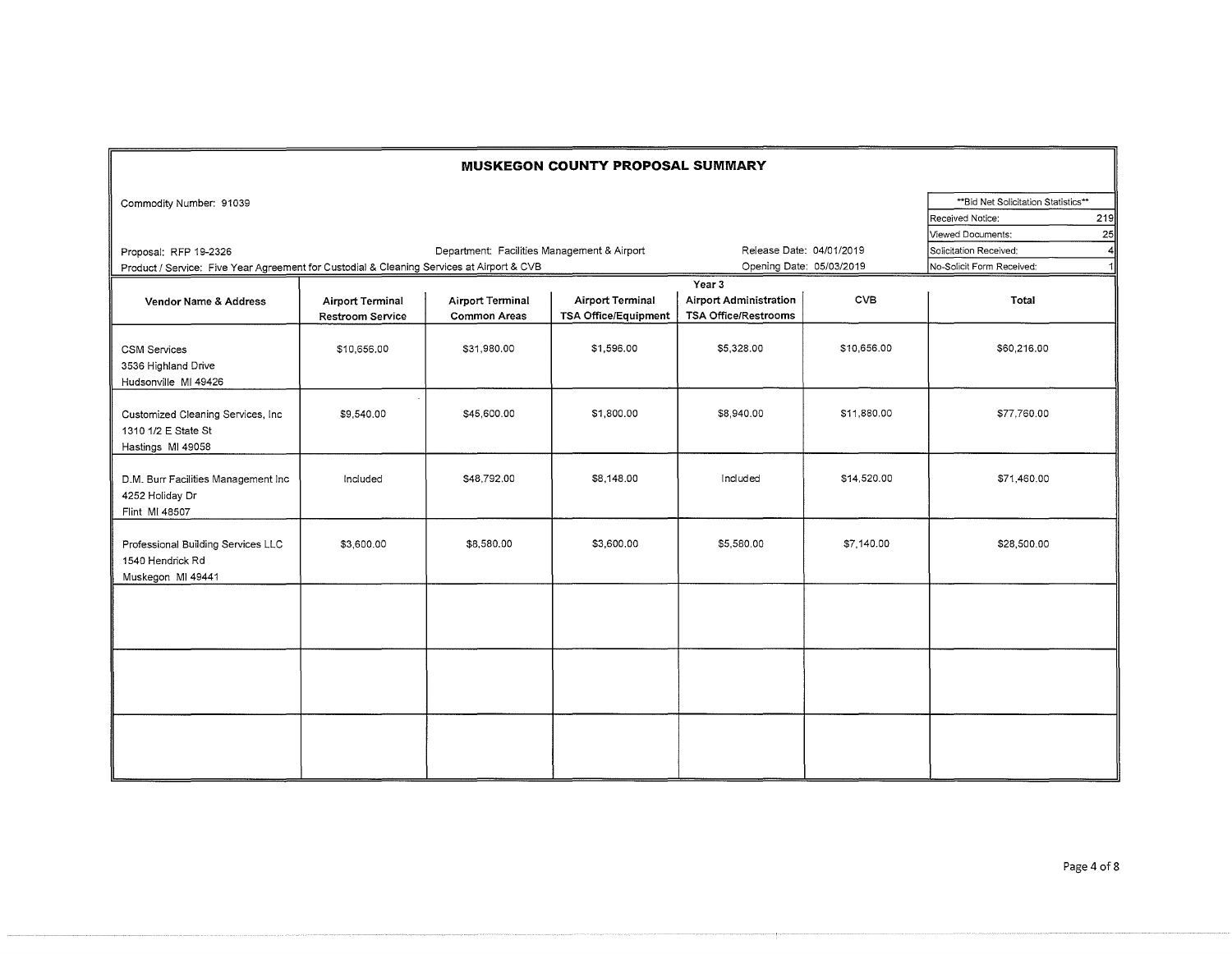# MUSKEGON COUNTY PROPOSAL SUMMARY

Commodity Number: 91039

| **Bid Net Solicitation Statistics** | |
|---|---|
| Received Notice: | 219 |
| Viewed Documents: | 25 |
| Solicitation Received: | 4 |
| No-Solicit Form Received: | 1 |

Proposal: RFP 19-2326 | Department: Facilities Management & Airport | Release Date: 04/01/2019

Product / Service: Five Year Agreement for Custodial & Cleaning Services at Airport & CVB | Opening Date: 05/03/2019

| | Year 3 | | | | | |
|---|---|---|---|---|---|---|
| **Vendor Name & Address** | **Airport Terminal Restroom Service** | **Airport Terminal Common Areas** | **Airport Terminal TSA Office/Equipment** | **Airport Administration TSA Office/Restrooms** | **CVB** | **Total** |
| CSM Services<br>3536 Highland Drive<br>Hudsonville MI 49426 | $10,656.00 | $31,980.00 | $1,596.00 | $5,328.00 | $10,656.00 | $60,216.00 |
| Customized Cleaning Services, Inc<br>1310 1/2 E State St<br>Hastings MI 49058 | $9,540.00 | $45,600.00 | $1,800.00 | $8,940.00 | $11,880.00 | $77,760.00 |
| D.M. Burr Facilities Management Inc<br>4252 Holiday Dr<br>Flint MI 48507 | Included | $48,792.00 | $8,148.00 | Included | $14,520.00 | $71,460.00 |
| Professional Building Services LLC<br>1540 Hendrick Rd<br>Muskegon MI 49441 | $3,600.00 | $8,580.00 | $3,600.00 | $5,580.00 | $7,140.00 | $28,500.00 |
| | | | | | | |
| | | | | | | |
| | | | | | | |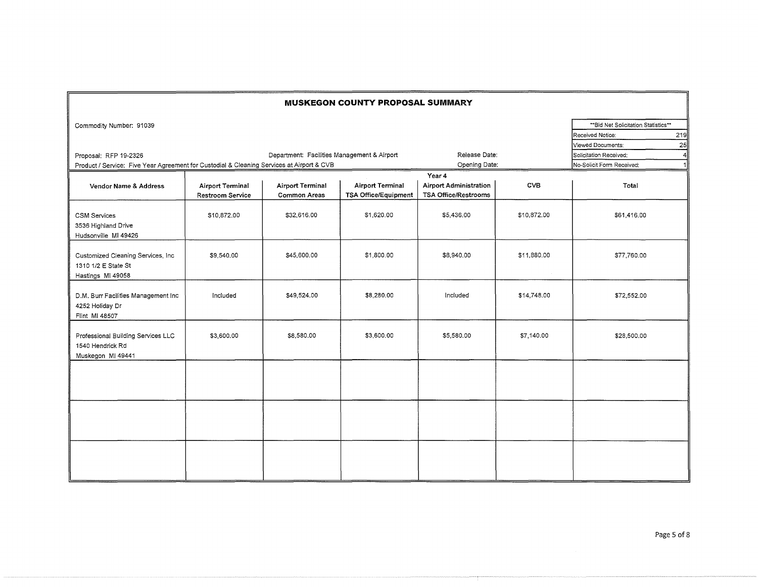# MUSKEGON COUNTY PROPOSAL SUMMARY

Commodity Number: 91039

| **Bid Net Solicitation Statistics** | |
|---|---|
| Received Notice: | 219 |
| Viewed Documents: | 25 |
| Solicitation Received: | 4 |
| No-Solicit Form Received: | 1 |

Proposal: RFP 19-2326 | Department: Facilities Management & Airport | Release Date:

Product / Service: Five Year Agreement for Custodial & Cleaning Services at Airport & CVB | Opening Date:

| | Year 4 | | | | | |
|---|---|---|---|---|---|---|
| **Vendor Name & Address** | **Airport Terminal Restroom Service** | **Airport Terminal Common Areas** | **Airport Terminal TSA Office/Equipment** | **Airport Administration TSA Office/Restrooms** | **CVB** | **Total** |
| CSM Services<br>3536 Highland Drive<br>Hudsonville MI 49426 | $10,872.00 | $32,616.00 | $1,620.00 | $5,436.00 | $10,872.00 | $61,416.00 |
| Customized Cleaning Services, Inc<br>1310 1/2 E State St<br>Hastings MI 49058 | $9,540.00 | $45,600.00 | $1,800.00 | $8,940.00 | $11,880.00 | $77,760.00 |
| D.M. Burr Facilities Management Inc<br>4252 Holiday Dr<br>Flint MI 48507 | Included | $49,524.00 | $8,280.00 | Included | $14,748.00 | $72,552.00 |
| Professional Building Services LLC<br>1540 Hendrick Rd<br>Muskegon MI 49441 | $3,600.00 | $8,580.00 | $3,600.00 | $5,580.00 | $7,140.00 | $28,500.00 |
| | | | | | | |
| | | | | | | |
| | | | | | | |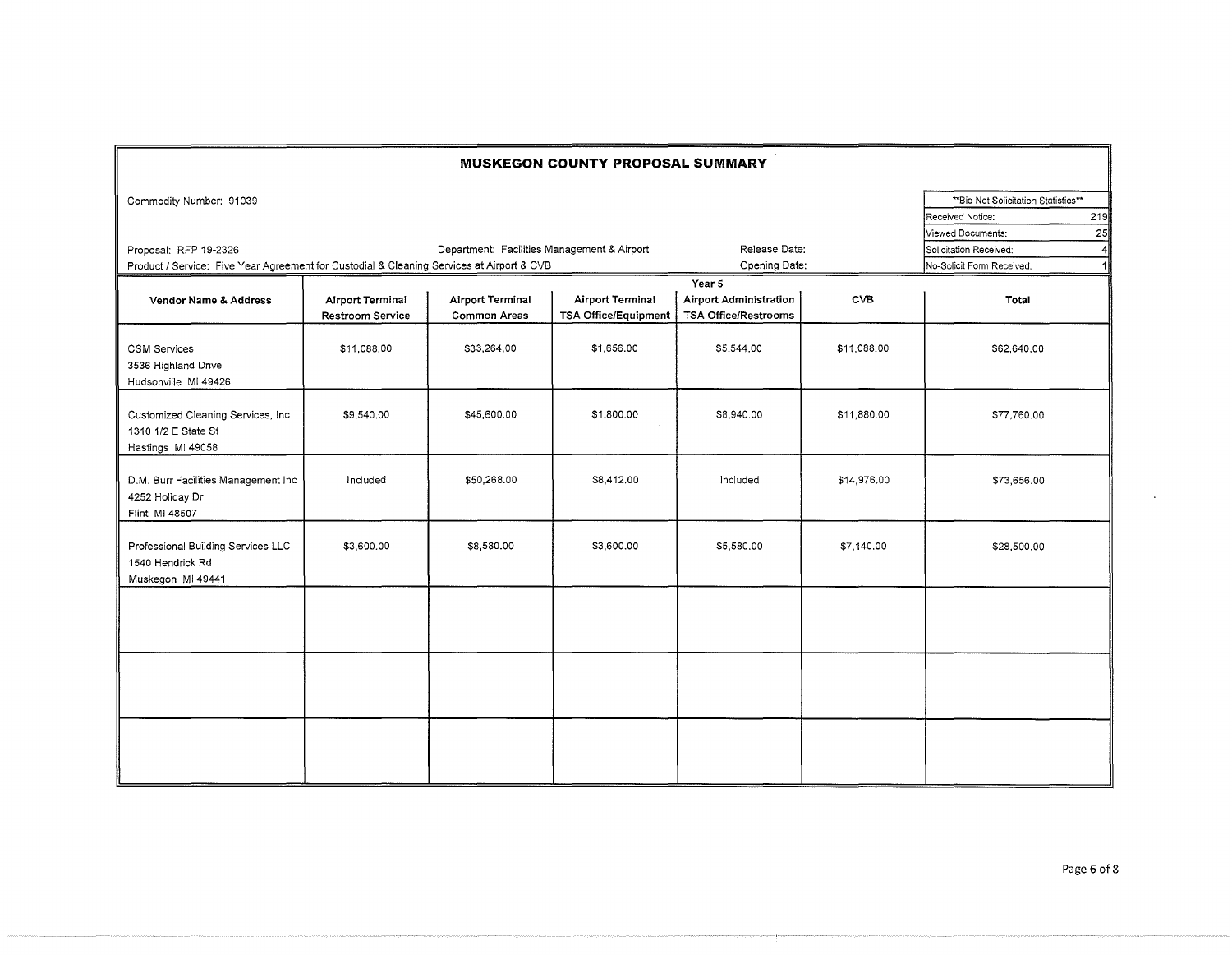# MUSKEGON COUNTY PROPOSAL SUMMARY

Commodity Number: 91039

Proposal: RFP 19-2326 Department: Facilities Management & Airport Release Date:

Product / Service: Five Year Agreement for Custodial & Cleaning Services at Airport & CVB Opening Date:

| **Bid Net Solicitation Statistics** | |
|---|---|
| Received Notice: | 219 |
| Viewed Documents: | 25 |
| Solicitation Received: | 4 |
| No-Solicit Form Received: | 1 |

| | Year 5 | | | | | |
|---|---|---|---|---|---|---|
| **Vendor Name & Address** | **Airport Terminal Restroom Service** | **Airport Terminal Common Areas** | **Airport Terminal TSA Office/Equipment** | **Airport Administration TSA Office/Restrooms** | **CVB** | **Total** |
| CSM Services<br>3536 Highland Drive<br>Hudsonville MI 49426 | $11,088.00 | $33,264.00 | $1,656.00 | $5,544.00 | $11,088.00 | $62,640.00 |
| Customized Cleaning Services, Inc<br>1310 1/2 E State St<br>Hastings MI 49058 | $9,540.00 | $45,600.00 | $1,800.00 | $8,940.00 | $11,880.00 | $77,760.00 |
| D.M. Burr Facilities Management Inc<br>4252 Holiday Dr<br>Flint MI 48507 | Included | $50,268.00 | $8,412.00 | Included | $14,976.00 | $73,656.00 |
| Professional Building Services LLC<br>1540 Hendrick Rd<br>Muskegon MI 49441 | $3,600.00 | $8,580.00 | $3,600.00 | $5,580.00 | $7,140.00 | $28,500.00 |
| | | | | | | |
| | | | | | | |
| | | | | | | |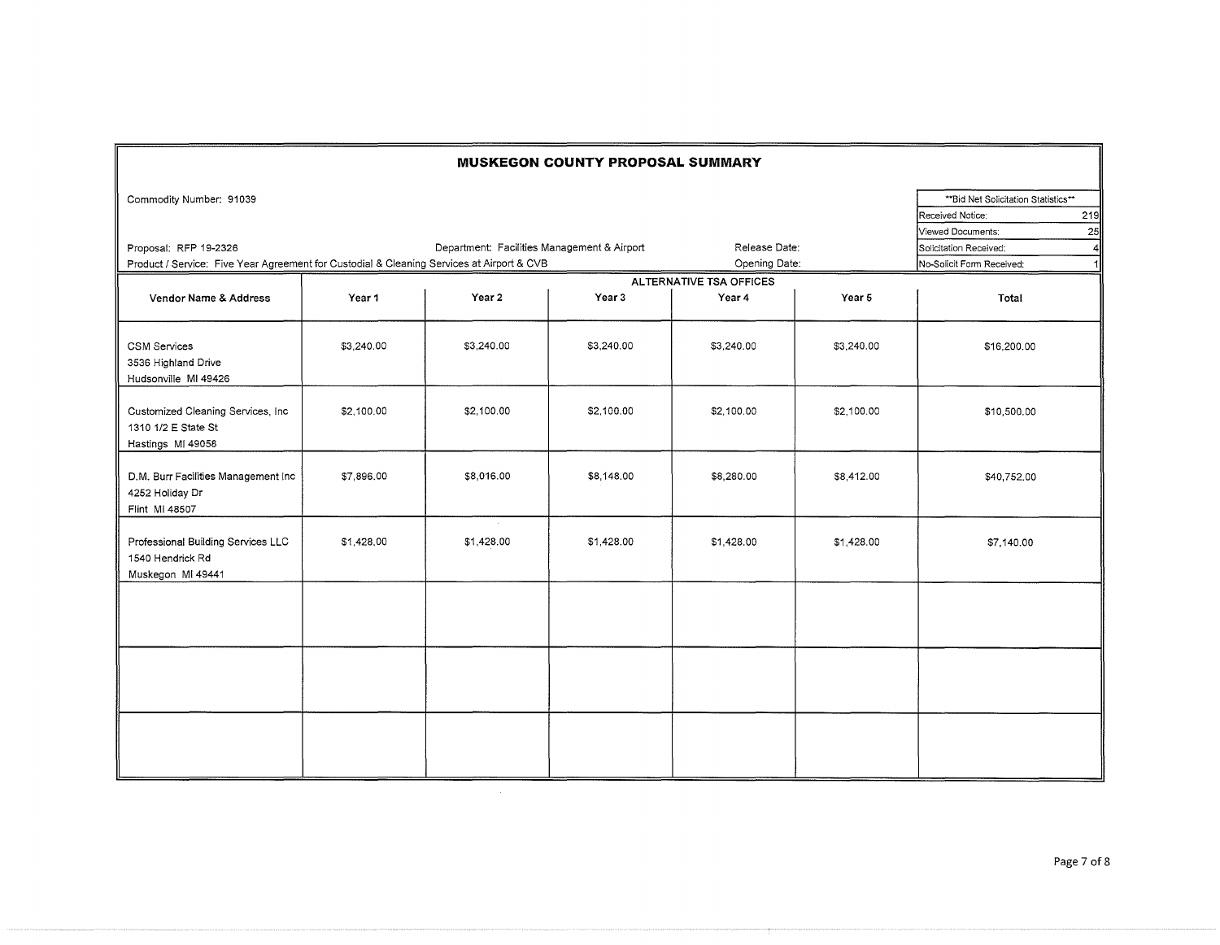# MUSKEGON COUNTY PROPOSAL SUMMARY

Commodity Number: 91039

| **Bid Net Solicitation Statistics** | |
|---|---|
| Received Notice: | 219 |
| Viewed Documents: | 25 |
| Solicitation Received: | 4 |
| No-Solicit Form Received: | 1 |

Proposal: RFP 19-2326

Department: Facilities Management & Airport

Release Date:

Product / Service: Five Year Agreement for Custodial & Cleaning Services at Airport & CVB

Opening Date:

| Vendor Name & Address | ALTERNATIVE TSA OFFICES | | | | | |
|---|---|---|---|---|---|---|
| | Year 1 | Year 2 | Year 3 | Year 4 | Year 5 | Total |
| CSM Services<br>3536 Highland Drive<br>Hudsonville MI 49426 | $3,240.00 | $3,240.00 | $3,240.00 | $3,240.00 | $3,240.00 | $16,200.00 |
| Customized Cleaning Services, Inc<br>1310 1/2 E State St<br>Hastings MI 49058 | $2,100.00 | $2,100.00 | $2,100.00 | $2,100.00 | $2,100.00 | $10,500.00 |
| D.M. Burr Facilities Management Inc<br>4252 Holiday Dr<br>Flint MI 48507 | $7,896.00 | $8,016.00 | $8,148.00 | $8,280.00 | $8,412.00 | $40,752.00 |
| Professional Building Services LLC<br>1540 Hendrick Rd<br>Muskegon MI 49441 | $1,428.00 | $1,428.00 | $1,428.00 | $1,428.00 | $1,428.00 | $7,140.00 |
| | | | | | | |
| | | | | | | |
| | | | | | | |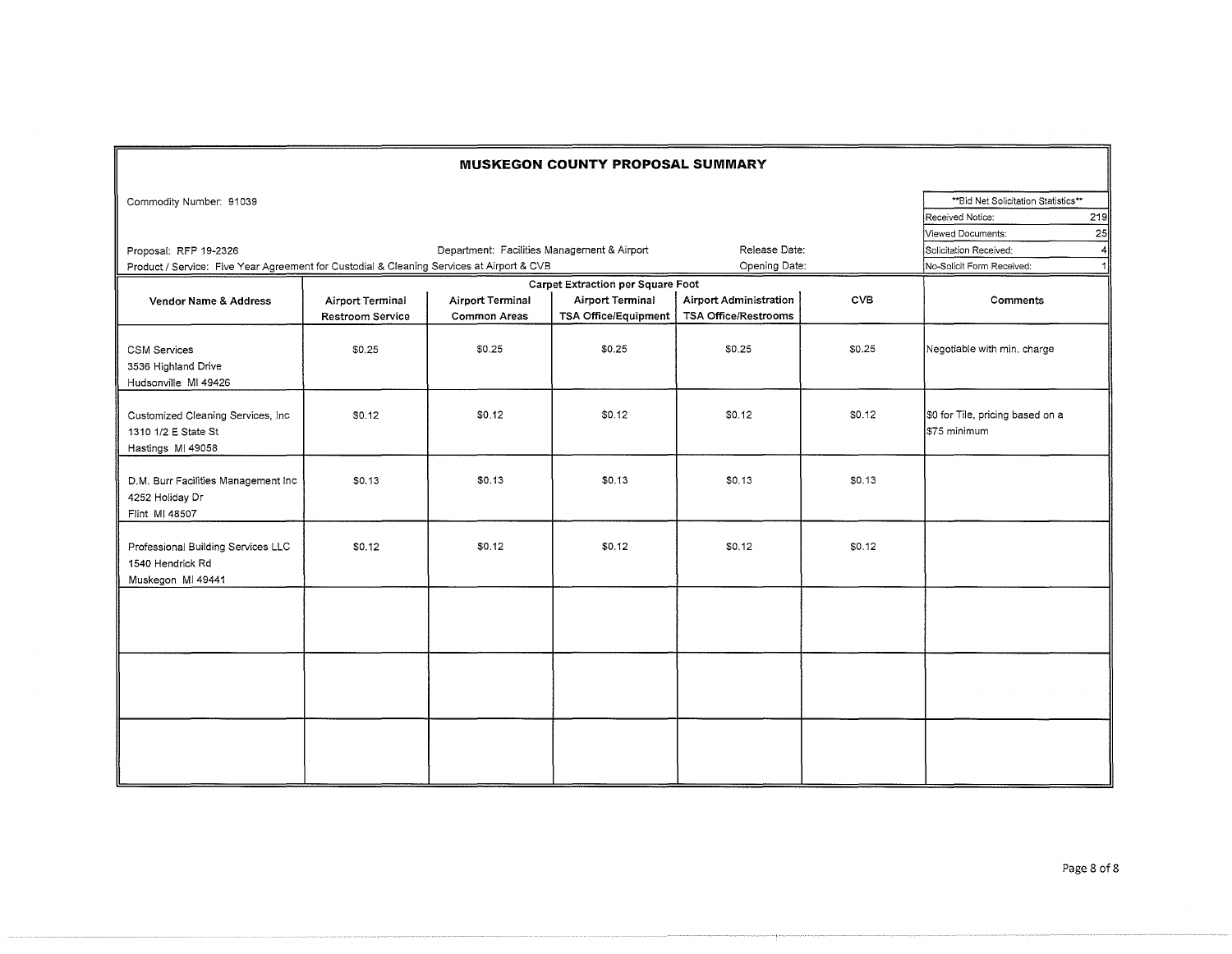## MUSKEGON COUNTY PROPOSAL SUMMARY

Commodity Number: 91039

| **Bid Net Solicitation Statistics** | |
|---|---|
| Received Notice: | 219 |
| Viewed Documents: | 25 |
| Solicitation Received: | 4 |
| No-Solicit Form Received: | 1 |

Proposal: RFP 19-2326 Department: Facilities Management & Airport Release Date:

Product / Service: Five Year Agreement for Custodial & Cleaning Services at Airport & CVB Opening Date:

| | Carpet Extraction per Square Foot | | | | | |
|---|---|---|---|---|---|---|
| **Vendor Name & Address** | **Airport Terminal Restroom Service** | **Airport Terminal Common Areas** | **Airport Terminal TSA Office/Equipment** | **Airport Administration TSA Office/Restrooms** | **CVB** | **Comments** |
| CSM Services<br>3536 Highland Drive<br>Hudsonville MI 49426 | $0.25 | $0.25 | $0.25 | $0.25 | $0.25 | Negotiable with min. charge |
| Customized Cleaning Services, Inc<br>1310 1/2 E State St<br>Hastings MI 49058 | $0.12 | $0.12 | $0.12 | $0.12 | $0.12 | $0 for Tile, pricing based on a $75 minimum |
| D.M. Burr Facilities Management Inc<br>4252 Holiday Dr<br>Flint MI 48507 | $0.13 | $0.13 | $0.13 | $0.13 | $0.13 | |
| Professional Building Services LLC<br>1540 Hendrick Rd<br>Muskegon MI 49441 | $0.12 | $0.12 | $0.12 | $0.12 | $0.12 | |